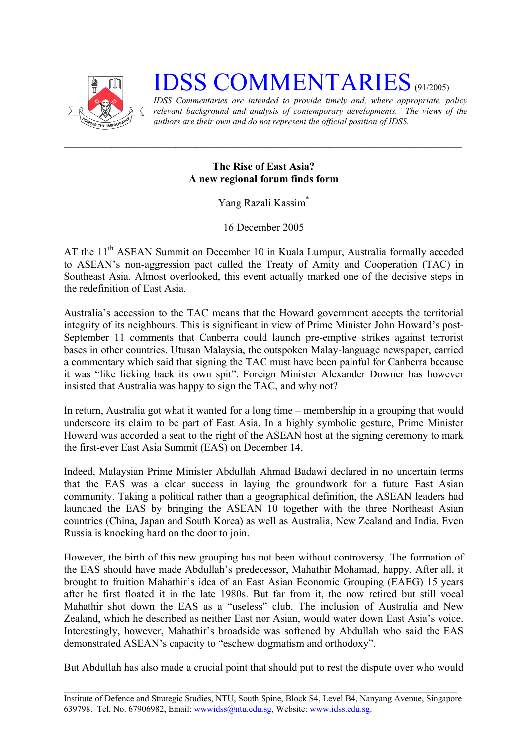# IDSS COMMENTARIES (91/2005)

*IDSS Commentaries are intended to provide timely and, where appropriate, policy relevant background and analysis of contemporary developments. The views of the authors are their own and do not represent the official position of IDSS.*

---

**The Rise of East Asia?**
**A new regional forum finds form**

Yang Razali Kassim*

16 December 2005

AT the 11th ASEAN Summit on December 10 in Kuala Lumpur, Australia formally acceded to ASEAN's non-aggression pact called the Treaty of Amity and Cooperation (TAC) in Southeast Asia. Almost overlooked, this event actually marked one of the decisive steps in the redefinition of East Asia.

Australia's accession to the TAC means that the Howard government accepts the territorial integrity of its neighbours. This is significant in view of Prime Minister John Howard's post-September 11 comments that Canberra could launch pre-emptive strikes against terrorist bases in other countries. Utusan Malaysia, the outspoken Malay-language newspaper, carried a commentary which said that signing the TAC must have been painful for Canberra because it was "like licking back its own spit". Foreign Minister Alexander Downer has however insisted that Australia was happy to sign the TAC, and why not?

In return, Australia got what it wanted for a long time – membership in a grouping that would underscore its claim to be part of East Asia. In a highly symbolic gesture, Prime Minister Howard was accorded a seat to the right of the ASEAN host at the signing ceremony to mark the first-ever East Asia Summit (EAS) on December 14.

Indeed, Malaysian Prime Minister Abdullah Ahmad Badawi declared in no uncertain terms that the EAS was a clear success in laying the groundwork for a future East Asian community. Taking a political rather than a geographical definition, the ASEAN leaders had launched the EAS by bringing the ASEAN 10 together with the three Northeast Asian countries (China, Japan and South Korea) as well as Australia, New Zealand and India. Even Russia is knocking hard on the door to join.

However, the birth of this new grouping has not been without controversy. The formation of the EAS should have made Abdullah's predecessor, Mahathir Mohamad, happy. After all, it brought to fruition Mahathir's idea of an East Asian Economic Grouping (EAEG) 15 years after he first floated it in the late 1980s. But far from it, the now retired but still vocal Mahathir shot down the EAS as a "useless" club. The inclusion of Australia and New Zealand, which he described as neither East nor Asian, would water down East Asia's voice. Interestingly, however, Mahathir's broadside was softened by Abdullah who said the EAS demonstrated ASEAN's capacity to "eschew dogmatism and orthodoxy".

But Abdullah has also made a crucial point that should put to rest the dispute over who would

---

Institute of Defence and Strategic Studies, NTU, South Spine, Block S4, Level B4, Nanyang Avenue, Singapore 639798. Tel. No. 67906982, Email: wwwidss@ntu.edu.sg, Website: www.idss.edu.sg.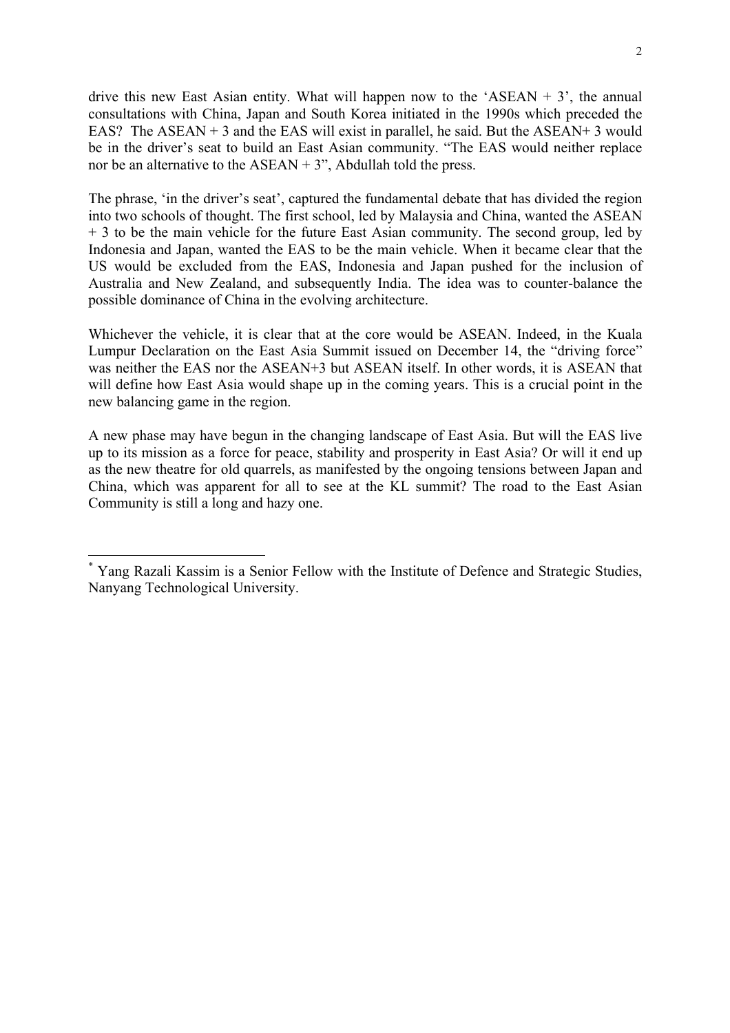drive this new East Asian entity. What will happen now to the 'ASEAN + 3', the annual consultations with China, Japan and South Korea initiated in the 1990s which preceded the EAS? The ASEAN + 3 and the EAS will exist in parallel, he said. But the ASEAN+ 3 would be in the driver's seat to build an East Asian community. "The EAS would neither replace nor be an alternative to the ASEAN + 3", Abdullah told the press.

The phrase, 'in the driver's seat', captured the fundamental debate that has divided the region into two schools of thought. The first school, led by Malaysia and China, wanted the ASEAN + 3 to be the main vehicle for the future East Asian community. The second group, led by Indonesia and Japan, wanted the EAS to be the main vehicle. When it became clear that the US would be excluded from the EAS, Indonesia and Japan pushed for the inclusion of Australia and New Zealand, and subsequently India. The idea was to counter-balance the possible dominance of China in the evolving architecture.

Whichever the vehicle, it is clear that at the core would be ASEAN. Indeed, in the Kuala Lumpur Declaration on the East Asia Summit issued on December 14, the "driving force" was neither the EAS nor the ASEAN+3 but ASEAN itself. In other words, it is ASEAN that will define how East Asia would shape up in the coming years. This is a crucial point in the new balancing game in the region.

A new phase may have begun in the changing landscape of East Asia. But will the EAS live up to its mission as a force for peace, stability and prosperity in East Asia? Or will it end up as the new theatre for old quarrels, as manifested by the ongoing tensions between Japan and China, which was apparent for all to see at the KL summit? The road to the East Asian Community is still a long and hazy one.

---

[*] Yang Razali Kassim is a Senior Fellow with the Institute of Defence and Strategic Studies, Nanyang Technological University.